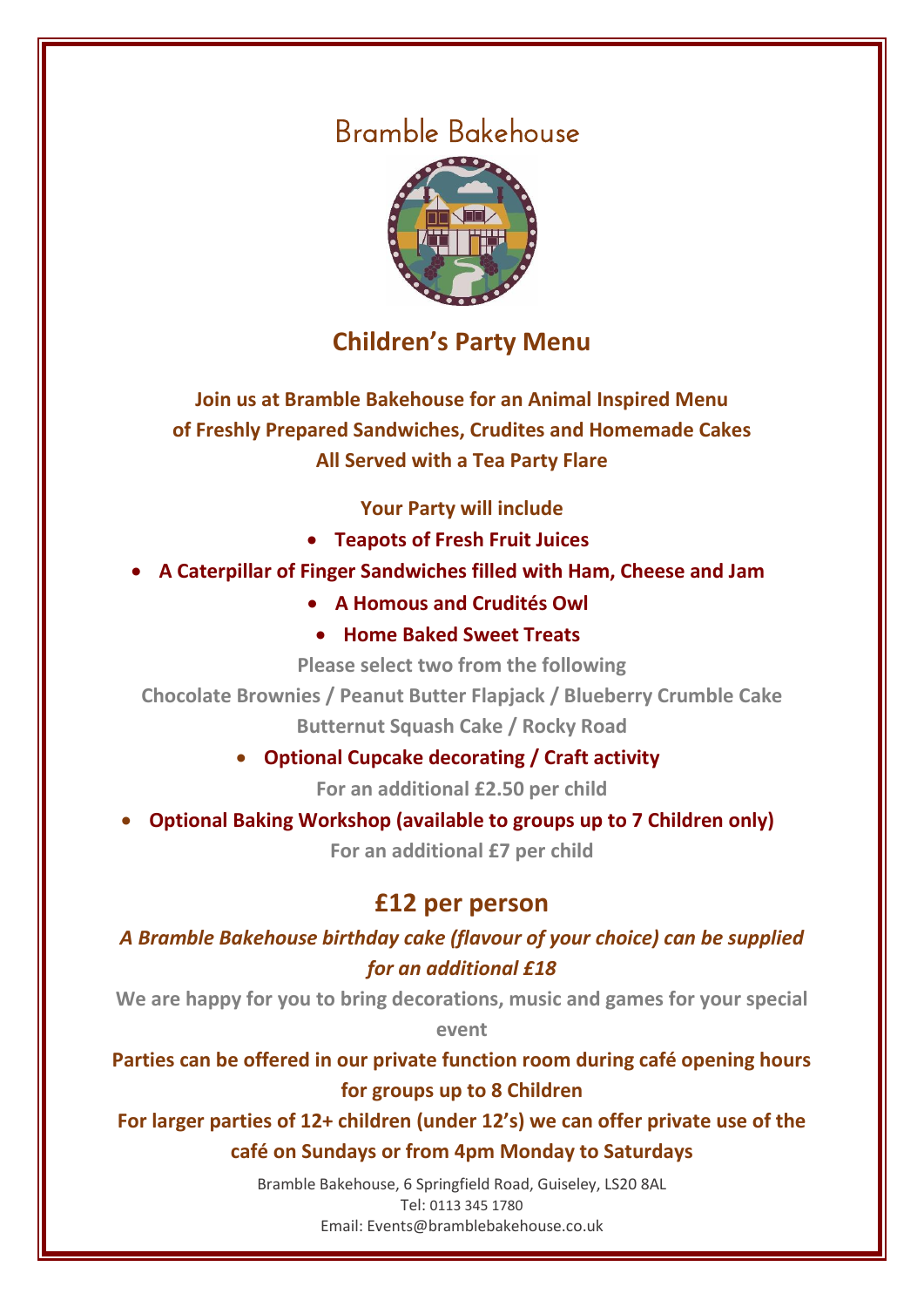# Bramble Bakehouse

## Children's Party Menu

**Join us at Bramble Bakehouse for an Animal Inspired Menu of Freshly Prepared Sandwiches, Crudites and Homemade Cakes All Served with a Tea Party Flare**

**Your Party will include**

- **Teapots of Fresh Fruit Juices**
- **A Caterpillar of Finger Sandwiches filled with Ham, Cheese and Jam**
- **A Homous and Crudités Owl**
- **Home Baked Sweet Treats**

**Please select two from the following**

**Chocolate Brownies / Peanut Butter Flapjack / Blueberry Crumble Cake Butternut Squash Cake / Rocky Road**

- **Optional Cupcake decorating / Craft activity**

**For an additional £2.50 per child**

- **Optional Baking Workshop (available to groups up to 7 Children only)**

**For an additional £7 per child**

## £12 per person

***A Bramble Bakehouse birthday cake (flavour of your choice) can be supplied for an additional £18***

**We are happy for you to bring decorations, music and games for your special event**

**Parties can be offered in our private function room during café opening hours for groups up to 8 Children**

**For larger parties of 12+ children (under 12's) we can offer private use of the café on Sundays or from 4pm Monday to Saturdays**

Bramble Bakehouse, 6 Springfield Road, Guiseley, LS20 8AL
Tel: 0113 345 1780
Email: Events@bramblebakehouse.co.uk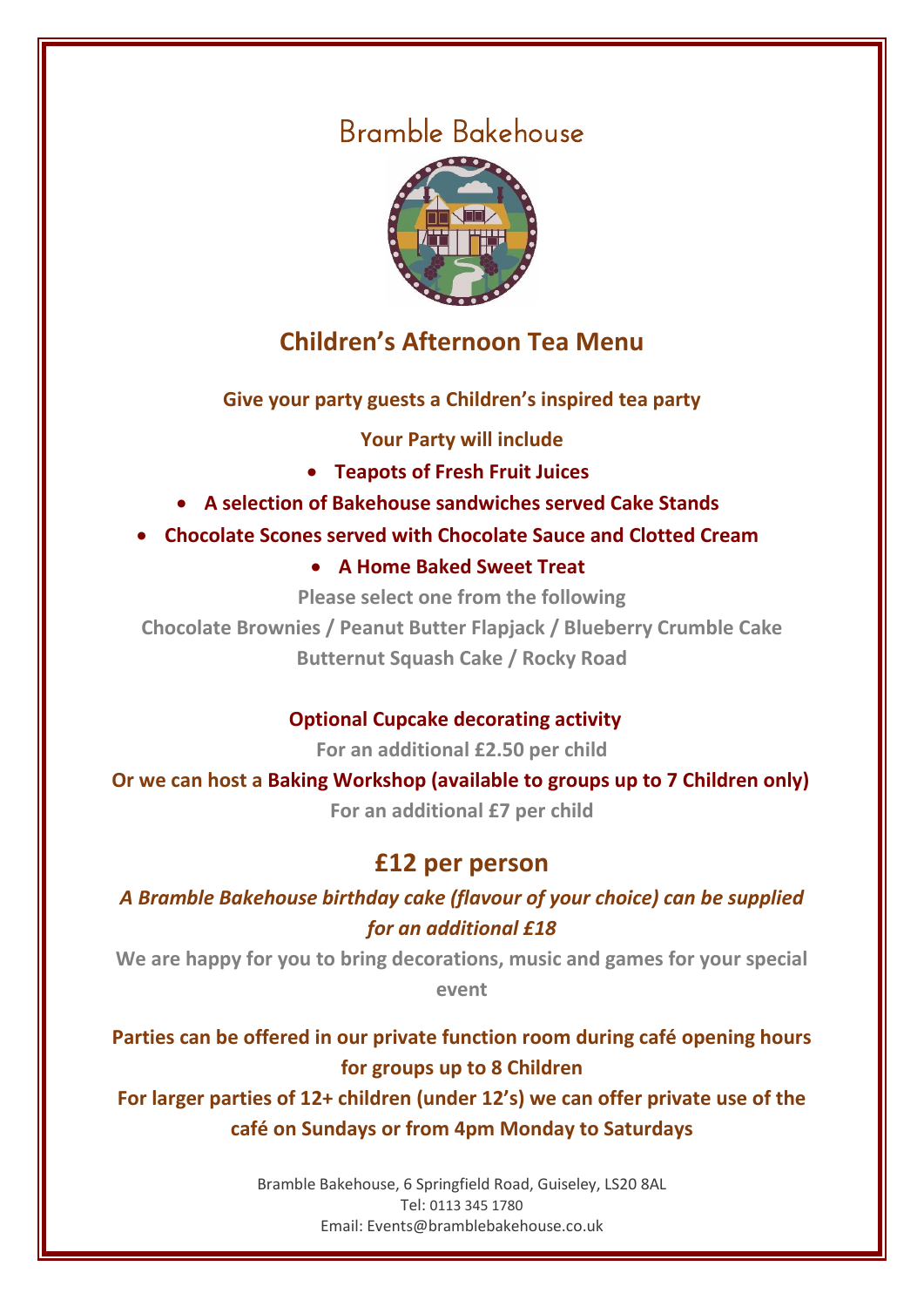# Bramble Bakehouse

## Children's Afternoon Tea Menu

**Give your party guests a Children's inspired tea party**

**Your Party will include**

- **Teapots of Fresh Fruit Juices**
- **A selection of Bakehouse sandwiches served Cake Stands**
- **Chocolate Scones served with Chocolate Sauce and Clotted Cream**
- **A Home Baked Sweet Treat**

**Please select one from the following**

**Chocolate Brownies / Peanut Butter Flapjack / Blueberry Crumble Cake**
**Butternut Squash Cake / Rocky Road**

**Optional Cupcake decorating activity**

**For an additional £2.50 per child**

**Or we can host a Baking Workshop (available to groups up to 7 Children only)**

**For an additional £7 per child**

## £12 per person

***A Bramble Bakehouse birthday cake (flavour of your choice) can be supplied for an additional £18***

**We are happy for you to bring decorations, music and games for your special event**

**Parties can be offered in our private function room during café opening hours for groups up to 8 Children**

**For larger parties of 12+ children (under 12's) we can offer private use of the café on Sundays or from 4pm Monday to Saturdays**

Bramble Bakehouse, 6 Springfield Road, Guiseley, LS20 8AL
Tel: 0113 345 1780
Email: Events@bramblebakehouse.co.uk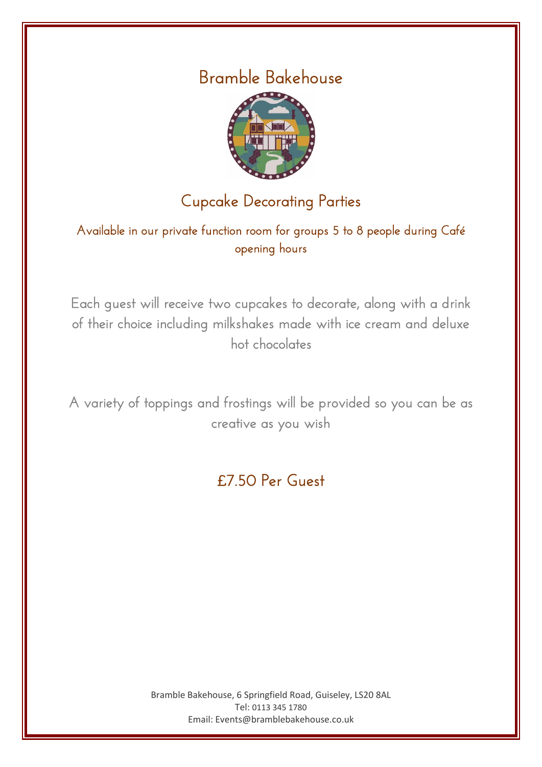# Bramble Bakehouse

## Cupcake Decorating Parties

Available in our private function room for groups 5 to 8 people during Café opening hours

Each guest will receive two cupcakes to decorate, along with a drink of their choice including milkshakes made with ice cream and deluxe hot chocolates

A variety of toppings and frostings will be provided so you can be as creative as you wish

## £7.50 Per Guest

Bramble Bakehouse, 6 Springfield Road, Guiseley, LS20 8AL
Tel: 0113 345 1780
Email: Events@bramblebakehouse.co.uk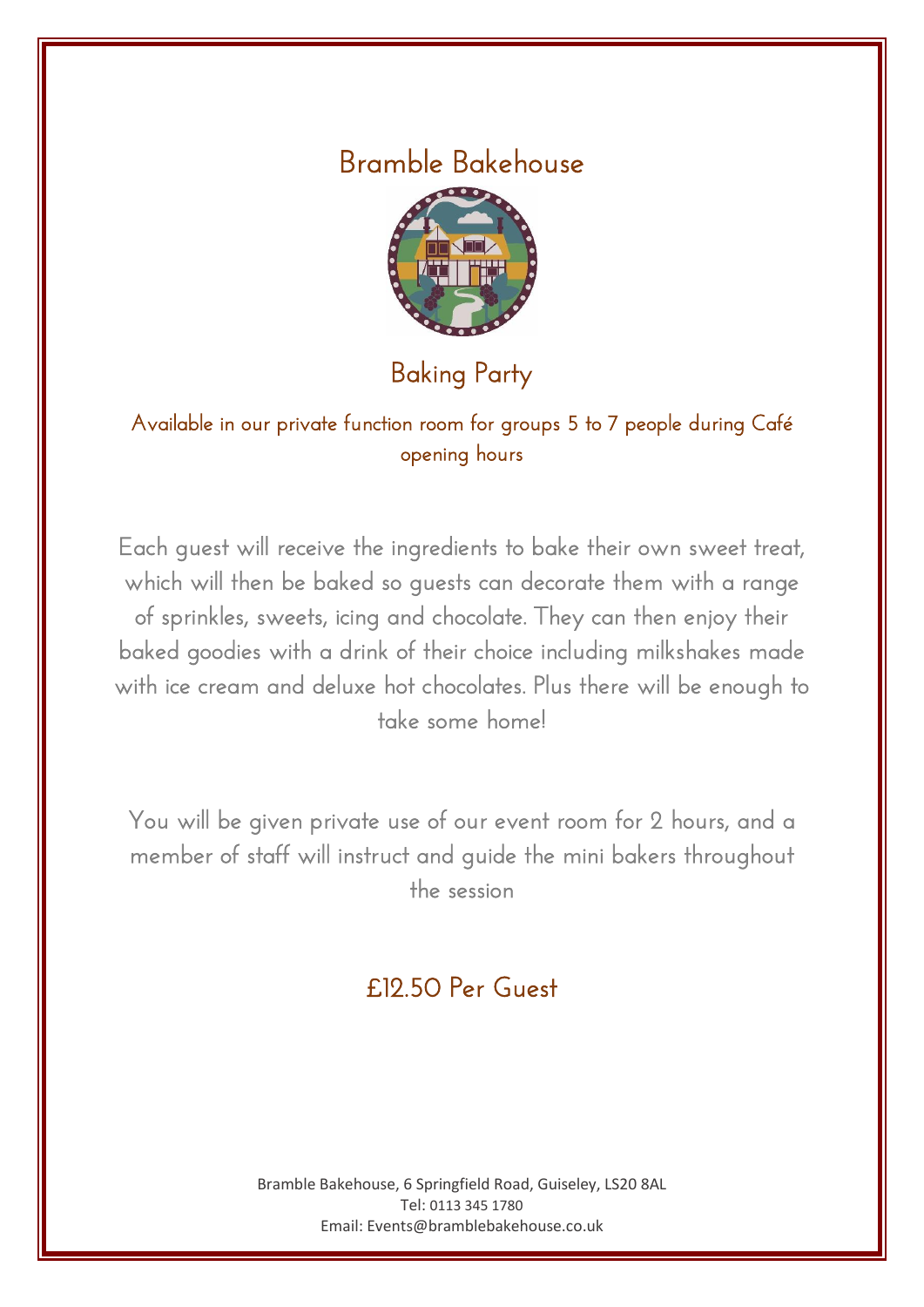# Bramble Bakehouse

## Baking Party

Available in our private function room for groups 5 to 7 people during Café opening hours

Each guest will receive the ingredients to bake their own sweet treat, which will then be baked so guests can decorate them with a range of sprinkles, sweets, icing and chocolate. They can then enjoy their baked goodies with a drink of their choice including milkshakes made with ice cream and deluxe hot chocolates. Plus there will be enough to take some home!

You will be given private use of our event room for 2 hours, and a member of staff will instruct and guide the mini bakers throughout the session

## £12.50 Per Guest

Bramble Bakehouse, 6 Springfield Road, Guiseley, LS20 8AL
Tel: 0113 345 1780
Email: Events@bramblebakehouse.co.uk